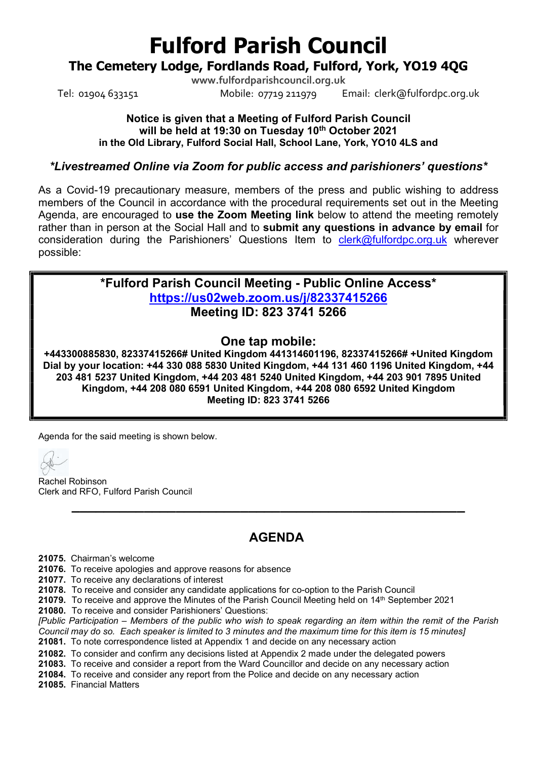# Fulford Parish Council

## The Cemetery Lodge, Fordlands Road, Fulford, York, YO19 4QG

www.fulfordparishcouncil.org.uk

Tel: 01904 633151 Mobile: 07719 211979 Email: clerk@fulfordpc.org.uk

**Notice is given that a Meeting of Fulford Parish Council will be held at 19:30 on Tuesday 10th October 2021 in the Old Library, Fulford Social Hall, School Lane, York, YO10 4LS and**

***Livestreamed Online via Zoom for public access and parishioners' questions***

As a Covid-19 precautionary measure, members of the press and public wishing to address members of the Council in accordance with the procedural requirements set out in the Meeting Agenda, are encouraged to **use the Zoom Meeting link** below to attend the meeting remotely rather than in person at the Social Hall and to **submit any questions in advance by email** for consideration during the Parishioners' Questions Item to clerk@fulfordpc.org.uk wherever possible:

**\*Fulford Parish Council Meeting - Public Online Access\***
**https://us02web.zoom.us/j/82337415266**
**Meeting ID: 823 3741 5266**

**One tap mobile:**
**+443300885830, 82337415266# United Kingdom 441314601196, 82337415266# +United Kingdom**
**Dial by your location: +44 330 088 5830 United Kingdom, +44 131 460 1196 United Kingdom, +44 203 481 5237 United Kingdom, +44 203 481 5240 United Kingdom, +44 203 901 7895 United Kingdom, +44 208 080 6591 United Kingdom, +44 208 080 6592 United Kingdom**
**Meeting ID: 823 3741 5266**

Agenda for the said meeting is shown below.

Rachel Robinson
Clerk and RFO, Fulford Parish Council

---

## AGENDA

**21075.** Chairman's welcome
**21076.** To receive apologies and approve reasons for absence
**21077.** To receive any declarations of interest
**21078.** To receive and consider any candidate applications for co-option to the Parish Council
**21079.** To receive and approve the Minutes of the Parish Council Meeting held on 14th September 2021
**21080.** To receive and consider Parishioners' Questions:
*[Public Participation – Members of the public who wish to speak regarding an item within the remit of the Parish Council may do so. Each speaker is limited to 3 minutes and the maximum time for this item is 15 minutes]*
**21081.** To note correspondence listed at Appendix 1 and decide on any necessary action
**21082.** To consider and confirm any decisions listed at Appendix 2 made under the delegated powers
**21083.** To receive and consider a report from the Ward Councillor and decide on any necessary action
**21084.** To receive and consider any report from the Police and decide on any necessary action
**21085.** Financial Matters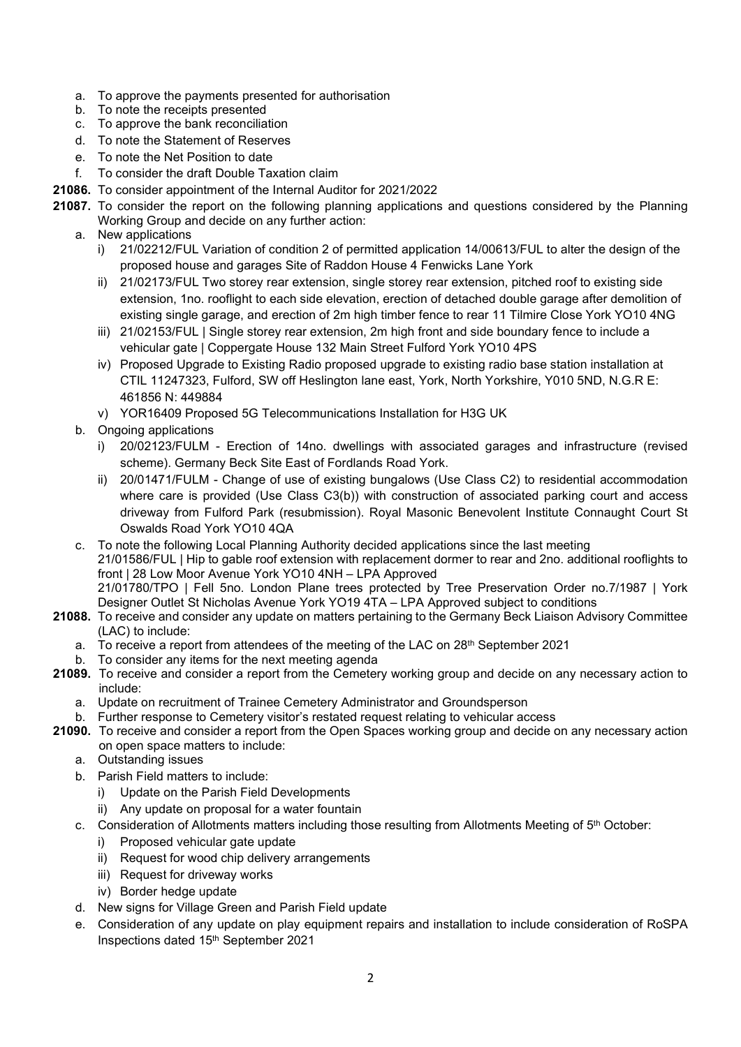a. To approve the payments presented for authorisation
b. To note the receipts presented
c. To approve the bank reconciliation
d. To note the Statement of Reserves
e. To note the Net Position to date
f. To consider the draft Double Taxation claim

**21086.** To consider appointment of the Internal Auditor for 2021/2022

**21087.** To consider the report on the following planning applications and questions considered by the Planning Working Group and decide on any further action:

a. New applications
   i) 21/02212/FUL Variation of condition 2 of permitted application 14/00613/FUL to alter the design of the proposed house and garages Site of Raddon House 4 Fenwicks Lane York
   ii) 21/02173/FUL Two storey rear extension, single storey rear extension, pitched roof to existing side extension, 1no. rooflight to each side elevation, erection of detached double garage after demolition of existing single garage, and erection of 2m high timber fence to rear 11 Tilmire Close York YO10 4NG
   iii) 21/02153/FUL | Single storey rear extension, 2m high front and side boundary fence to include a vehicular gate | Coppergate House 132 Main Street Fulford York YO10 4PS
   iv) Proposed Upgrade to Existing Radio proposed upgrade to existing radio base station installation at CTIL 11247323, Fulford, SW off Heslington lane east, York, North Yorkshire, Y010 5ND, N.G.R E: 461856 N: 449884
   v) YOR16409 Proposed 5G Telecommunications Installation for H3G UK
b. Ongoing applications
   i) 20/02123/FULM - Erection of 14no. dwellings with associated garages and infrastructure (revised scheme). Germany Beck Site East of Fordlands Road York.
   ii) 20/01471/FULM - Change of use of existing bungalows (Use Class C2) to residential accommodation where care is provided (Use Class C3(b)) with construction of associated parking court and access driveway from Fulford Park (resubmission). Royal Masonic Benevolent Institute Connaught Court St Oswalds Road York YO10 4QA
c. To note the following Local Planning Authority decided applications since the last meeting
   21/01586/FUL | Hip to gable roof extension with replacement dormer to rear and 2no. additional rooflights to front | 28 Low Moor Avenue York YO10 4NH – LPA Approved
   21/01780/TPO | Fell 5no. London Plane trees protected by Tree Preservation Order no.7/1987 | York Designer Outlet St Nicholas Avenue York YO19 4TA – LPA Approved subject to conditions

**21088.** To receive and consider any update on matters pertaining to the Germany Beck Liaison Advisory Committee (LAC) to include:

a. To receive a report from attendees of the meeting of the LAC on 28th September 2021
b. To consider any items for the next meeting agenda

**21089.** To receive and consider a report from the Cemetery working group and decide on any necessary action to include:

a. Update on recruitment of Trainee Cemetery Administrator and Groundsperson
b. Further response to Cemetery visitor's restated request relating to vehicular access

**21090.** To receive and consider a report from the Open Spaces working group and decide on any necessary action on open space matters to include:

a. Outstanding issues
b. Parish Field matters to include:
   i) Update on the Parish Field Developments
   ii) Any update on proposal for a water fountain
c. Consideration of Allotments matters including those resulting from Allotments Meeting of 5th October:
   i) Proposed vehicular gate update
   ii) Request for wood chip delivery arrangements
   iii) Request for driveway works
   iv) Border hedge update
d. New signs for Village Green and Parish Field update
e. Consideration of any update on play equipment repairs and installation to include consideration of RoSPA Inspections dated 15th September 2021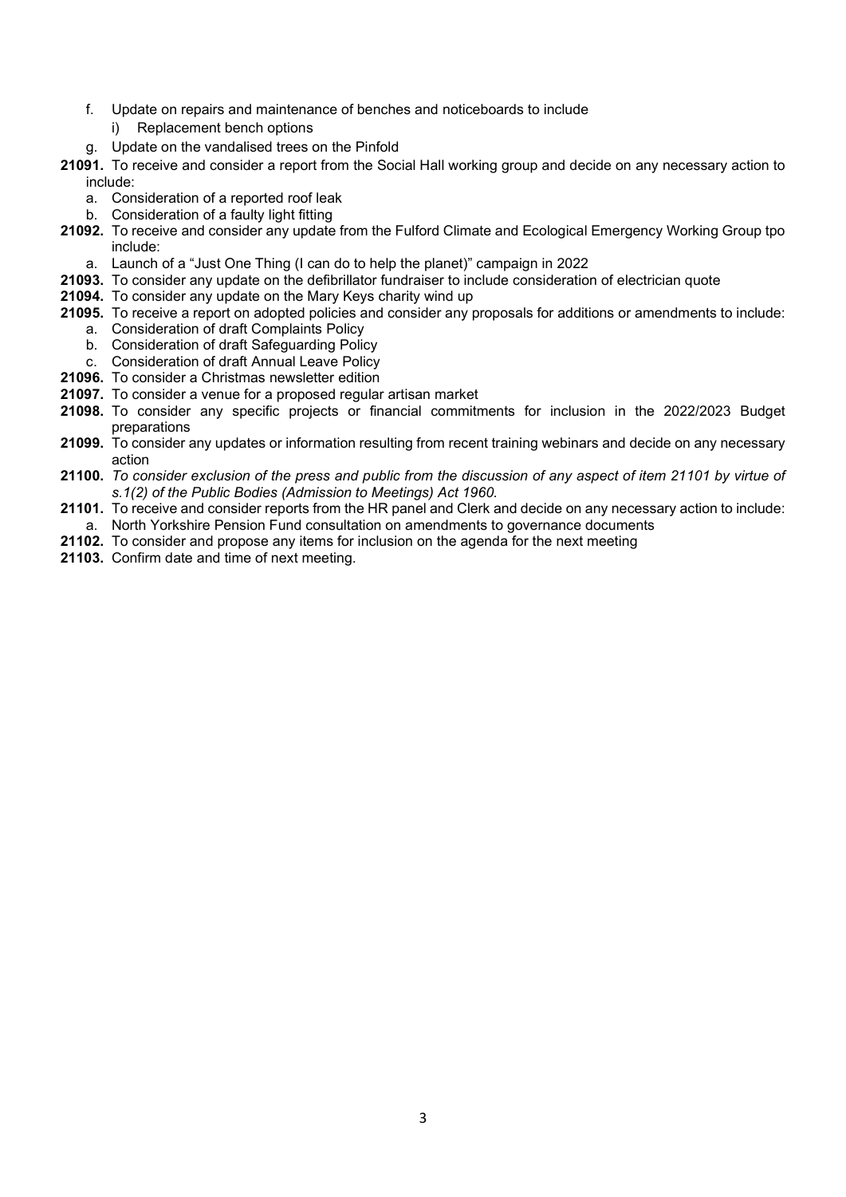f. Update on repairs and maintenance of benches and noticeboards to include
   i) Replacement bench options
g. Update on the vandalised trees on the Pinfold

**21091.** To receive and consider a report from the Social Hall working group and decide on any necessary action to include:
   a. Consideration of a reported roof leak
   b. Consideration of a faulty light fitting

**21092.** To receive and consider any update from the Fulford Climate and Ecological Emergency Working Group tpo include:
   a. Launch of a "Just One Thing (I can do to help the planet)" campaign in 2022

**21093.** To consider any update on the defibrillator fundraiser to include consideration of electrician quote

**21094.** To consider any update on the Mary Keys charity wind up

**21095.** To receive a report on adopted policies and consider any proposals for additions or amendments to include:
   a. Consideration of draft Complaints Policy
   b. Consideration of draft Safeguarding Policy
   c. Consideration of draft Annual Leave Policy

**21096.** To consider a Christmas newsletter edition

**21097.** To consider a venue for a proposed regular artisan market

**21098.** To consider any specific projects or financial commitments for inclusion in the 2022/2023 Budget preparations

**21099.** To consider any updates or information resulting from recent training webinars and decide on any necessary action

**21100.** *To consider exclusion of the press and public from the discussion of any aspect of item 21101 by virtue of s.1(2) of the Public Bodies (Admission to Meetings) Act 1960.*

**21101.** To receive and consider reports from the HR panel and Clerk and decide on any necessary action to include:
   a. North Yorkshire Pension Fund consultation on amendments to governance documents

**21102.** To consider and propose any items for inclusion on the agenda for the next meeting

**21103.** Confirm date and time of next meeting.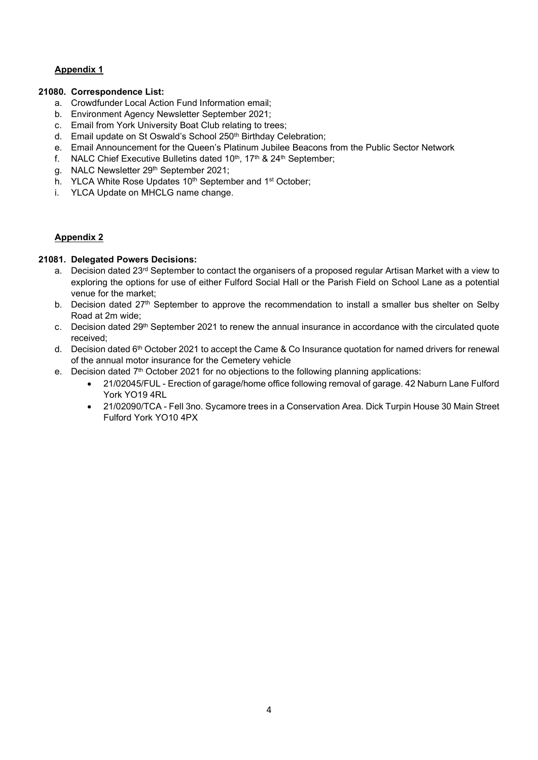## Appendix 1

**21080. Correspondence List:**

a. Crowdfunder Local Action Fund Information email;
b. Environment Agency Newsletter September 2021;
c. Email from York University Boat Club relating to trees;
d. Email update on St Oswald's School 250th Birthday Celebration;
e. Email Announcement for the Queen's Platinum Jubilee Beacons from the Public Sector Network
f. NALC Chief Executive Bulletins dated 10th, 17th & 24th September;
g. NALC Newsletter 29th September 2021;
h. YLCA White Rose Updates 10th September and 1st October;
i. YLCA Update on MHCLG name change.

## Appendix 2

**21081. Delegated Powers Decisions:**

a. Decision dated 23rd September to contact the organisers of a proposed regular Artisan Market with a view to exploring the options for use of either Fulford Social Hall or the Parish Field on School Lane as a potential venue for the market;
b. Decision dated 27th September to approve the recommendation to install a smaller bus shelter on Selby Road at 2m wide;
c. Decision dated 29th September 2021 to renew the annual insurance in accordance with the circulated quote received;
d. Decision dated 6th October 2021 to accept the Came & Co Insurance quotation for named drivers for renewal of the annual motor insurance for the Cemetery vehicle
e. Decision dated 7th October 2021 for no objections to the following planning applications:
   - 21/02045/FUL - Erection of garage/home office following removal of garage. 42 Naburn Lane Fulford York YO19 4RL
   - 21/02090/TCA - Fell 3no. Sycamore trees in a Conservation Area. Dick Turpin House 30 Main Street Fulford York YO10 4PX